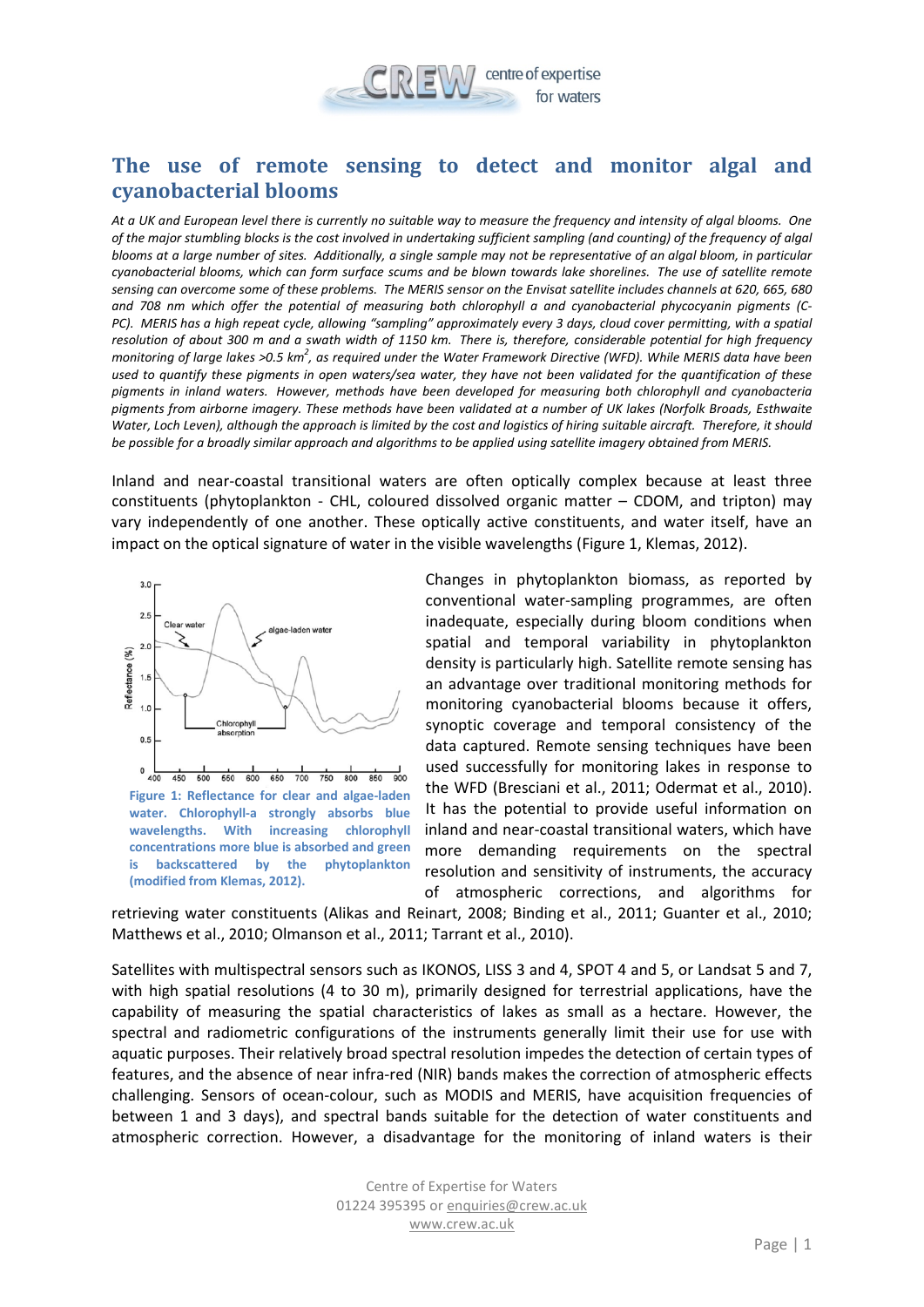# The use of remote sensing to detect and monitor algal and cyanobacterial blooms

*At a UK and European level there is currently no suitable way to measure the frequency and intensity of algal blooms. One of the major stumbling blocks is the cost involved in undertaking sufficient sampling (and counting) of the frequency of algal blooms at a large number of sites. Additionally, a single sample may not be representative of an algal bloom, in particular cyanobacterial blooms, which can form surface scums and be blown towards lake shorelines. The use of satellite remote sensing can overcome some of these problems. The MERIS sensor on the Envisat satellite includes channels at 620, 665, 680 and 708 nm which offer the potential of measuring both chlorophyll a and cyanobacterial phycocyanin pigments (C-PC). MERIS has a high repeat cycle, allowing "sampling" approximately every 3 days, cloud cover permitting, with a spatial resolution of about 300 m and a swath width of 1150 km. There is, therefore, considerable potential for high frequency monitoring of large lakes >0.5 km$^2$, as required under the Water Framework Directive (WFD). While MERIS data have been used to quantify these pigments in open waters/sea water, they have not been validated for the quantification of these pigments in inland waters. However, methods have been developed for measuring both chlorophyll and cyanobacteria pigments from airborne imagery. These methods have been validated at a number of UK lakes (Norfolk Broads, Esthwaite Water, Loch Leven), although the approach is limited by the cost and logistics of hiring suitable aircraft. Therefore, it should be possible for a broadly similar approach and algorithms to be applied using satellite imagery obtained from MERIS.*

Inland and near-coastal transitional waters are often optically complex because at least three constituents (phytoplankton - CHL, coloured dissolved organic matter – CDOM, and tripton) may vary independently of one another. These optically active constituents, and water itself, have an impact on the optical signature of water in the visible wavelengths (Figure 1, Klemas, 2012).

**Figure 1: Reflectance for clear and algae-laden water. Chlorophyll-a strongly absorbs blue wavelengths. With increasing chlorophyll concentrations more blue is absorbed and green is backscattered by the phytoplankton (modified from Klemas, 2012).**

Changes in phytoplankton biomass, as reported by conventional water-sampling programmes, are often inadequate, especially during bloom conditions when spatial and temporal variability in phytoplankton density is particularly high. Satellite remote sensing has an advantage over traditional monitoring methods for monitoring cyanobacterial blooms because it offers, synoptic coverage and temporal consistency of the data captured. Remote sensing techniques have been used successfully for monitoring lakes in response to the WFD (Bresciani et al., 2011; Odermat et al., 2010). It has the potential to provide useful information on inland and near-coastal transitional waters, which have more demanding requirements on the spectral resolution and sensitivity of instruments, the accuracy of atmospheric corrections, and algorithms for retrieving water constituents (Alikas and Reinart, 2008; Binding et al., 2011; Guanter et al., 2010; Matthews et al., 2010; Olmanson et al., 2011; Tarrant et al., 2010).

Satellites with multispectral sensors such as IKONOS, LISS 3 and 4, SPOT 4 and 5, or Landsat 5 and 7, with high spatial resolutions (4 to 30 m), primarily designed for terrestrial applications, have the capability of measuring the spatial characteristics of lakes as small as a hectare. However, the spectral and radiometric configurations of the instruments generally limit their use for use with aquatic purposes. Their relatively broad spectral resolution impedes the detection of certain types of features, and the absence of near infra-red (NIR) bands makes the correction of atmospheric effects challenging. Sensors of ocean-colour, such as MODIS and MERIS, have acquisition frequencies of between 1 and 3 days), and spectral bands suitable for the detection of water constituents and atmospheric correction. However, a disadvantage for the monitoring of inland waters is their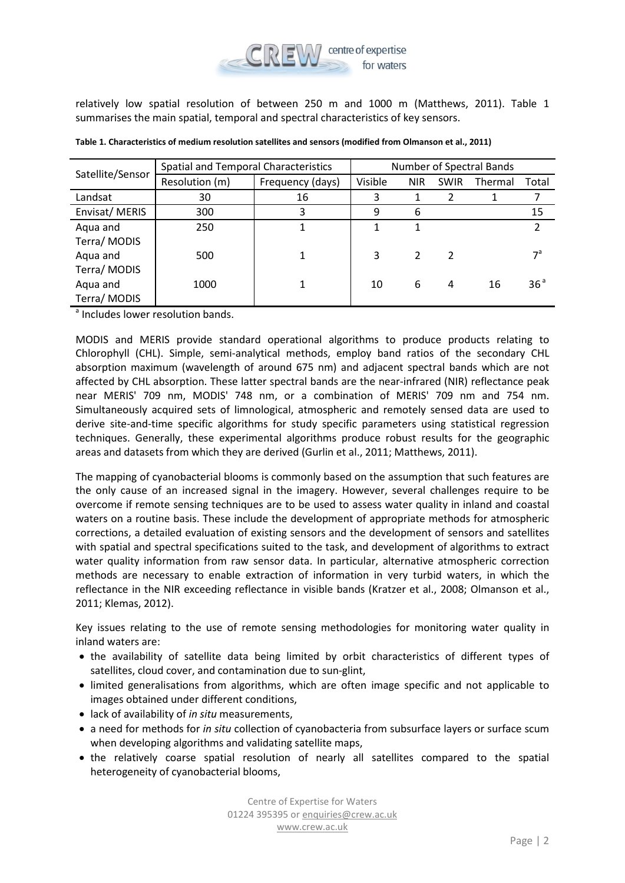relatively low spatial resolution of between 250 m and 1000 m (Matthews, 2011). Table 1 summarises the main spatial, temporal and spectral characteristics of key sensors.

**Table 1. Characteristics of medium resolution satellites and sensors (modified from Olmanson et al., 2011)**

| Satellite/Sensor | Spatial and Temporal Characteristics | | Number of Spectral Bands | | | | |
|---|---|---|---|---|---|---|---|
| | Resolution (m) | Frequency (days) | Visible | NIR | SWIR | Thermal | Total |
| Landsat | 30 | 16 | 3 | 1 | 2 | 1 | 7 |
| Envisat/ MERIS | 300 | 3 | 9 | 6 | | | 15 |
| Aqua and Terra/ MODIS | 250 | 1 | 1 | 1 | | | 2 |
| Aqua and Terra/ MODIS | 500 | 1 | 3 | 2 | 2 | | 7[a] |
| Aqua and Terra/ MODIS | 1000 | 1 | 10 | 6 | 4 | 16 | 36[a] |

[a] Includes lower resolution bands.

MODIS and MERIS provide standard operational algorithms to produce products relating to Chlorophyll (CHL). Simple, semi-analytical methods, employ band ratios of the secondary CHL absorption maximum (wavelength of around 675 nm) and adjacent spectral bands which are not affected by CHL absorption. These latter spectral bands are the near-infrared (NIR) reflectance peak near MERIS' 709 nm, MODIS' 748 nm, or a combination of MERIS' 709 nm and 754 nm. Simultaneously acquired sets of limnological, atmospheric and remotely sensed data are used to derive site-and-time specific algorithms for study specific parameters using statistical regression techniques. Generally, these experimental algorithms produce robust results for the geographic areas and datasets from which they are derived (Gurlin et al., 2011; Matthews, 2011).

The mapping of cyanobacterial blooms is commonly based on the assumption that such features are the only cause of an increased signal in the imagery. However, several challenges require to be overcome if remote sensing techniques are to be used to assess water quality in inland and coastal waters on a routine basis. These include the development of appropriate methods for atmospheric corrections, a detailed evaluation of existing sensors and the development of sensors and satellites with spatial and spectral specifications suited to the task, and development of algorithms to extract water quality information from raw sensor data. In particular, alternative atmospheric correction methods are necessary to enable extraction of information in very turbid waters, in which the reflectance in the NIR exceeding reflectance in visible bands (Kratzer et al., 2008; Olmanson et al., 2011; Klemas, 2012).

Key issues relating to the use of remote sensing methodologies for monitoring water quality in inland waters are:

- the availability of satellite data being limited by orbit characteristics of different types of satellites, cloud cover, and contamination due to sun-glint,
- limited generalisations from algorithms, which are often image specific and not applicable to images obtained under different conditions,
- lack of availability of *in situ* measurements,
- a need for methods for *in situ* collection of cyanobacteria from subsurface layers or surface scum when developing algorithms and validating satellite maps,
- the relatively coarse spatial resolution of nearly all satellites compared to the spatial heterogeneity of cyanobacterial blooms,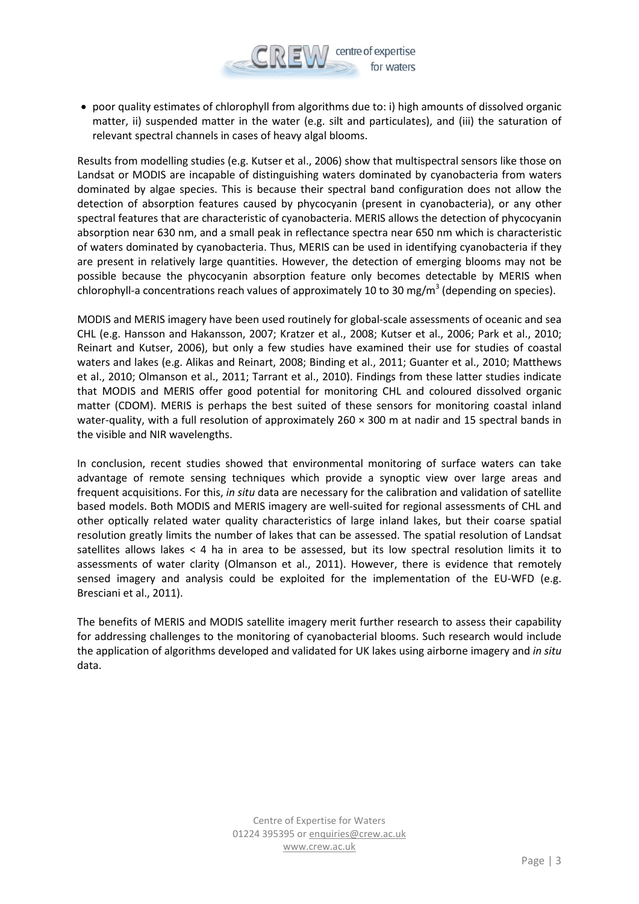- poor quality estimates of chlorophyll from algorithms due to: i) high amounts of dissolved organic matter, ii) suspended matter in the water (e.g. silt and particulates), and (iii) the saturation of relevant spectral channels in cases of heavy algal blooms.

Results from modelling studies (e.g. Kutser et al., 2006) show that multispectral sensors like those on Landsat or MODIS are incapable of distinguishing waters dominated by cyanobacteria from waters dominated by algae species. This is because their spectral band configuration does not allow the detection of absorption features caused by phycocyanin (present in cyanobacteria), or any other spectral features that are characteristic of cyanobacteria. MERIS allows the detection of phycocyanin absorption near 630 nm, and a small peak in reflectance spectra near 650 nm which is characteristic of waters dominated by cyanobacteria. Thus, MERIS can be used in identifying cyanobacteria if they are present in relatively large quantities. However, the detection of emerging blooms may not be possible because the phycocyanin absorption feature only becomes detectable by MERIS when chlorophyll-a concentrations reach values of approximately 10 to 30 mg/m$^3$ (depending on species).

MODIS and MERIS imagery have been used routinely for global-scale assessments of oceanic and sea CHL (e.g. Hansson and Hakansson, 2007; Kratzer et al., 2008; Kutser et al., 2006; Park et al., 2010; Reinart and Kutser, 2006), but only a few studies have examined their use for studies of coastal waters and lakes (e.g. Alikas and Reinart, 2008; Binding et al., 2011; Guanter et al., 2010; Matthews et al., 2010; Olmanson et al., 2011; Tarrant et al., 2010). Findings from these latter studies indicate that MODIS and MERIS offer good potential for monitoring CHL and coloured dissolved organic matter (CDOM). MERIS is perhaps the best suited of these sensors for monitoring coastal inland water-quality, with a full resolution of approximately 260 × 300 m at nadir and 15 spectral bands in the visible and NIR wavelengths.

In conclusion, recent studies showed that environmental monitoring of surface waters can take advantage of remote sensing techniques which provide a synoptic view over large areas and frequent acquisitions. For this, *in situ* data are necessary for the calibration and validation of satellite based models. Both MODIS and MERIS imagery are well-suited for regional assessments of CHL and other optically related water quality characteristics of large inland lakes, but their coarse spatial resolution greatly limits the number of lakes that can be assessed. The spatial resolution of Landsat satellites allows lakes < 4 ha in area to be assessed, but its low spectral resolution limits it to assessments of water clarity (Olmanson et al., 2011). However, there is evidence that remotely sensed imagery and analysis could be exploited for the implementation of the EU-WFD (e.g. Bresciani et al., 2011).

The benefits of MERIS and MODIS satellite imagery merit further research to assess their capability for addressing challenges to the monitoring of cyanobacterial blooms. Such research would include the application of algorithms developed and validated for UK lakes using airborne imagery and *in situ* data.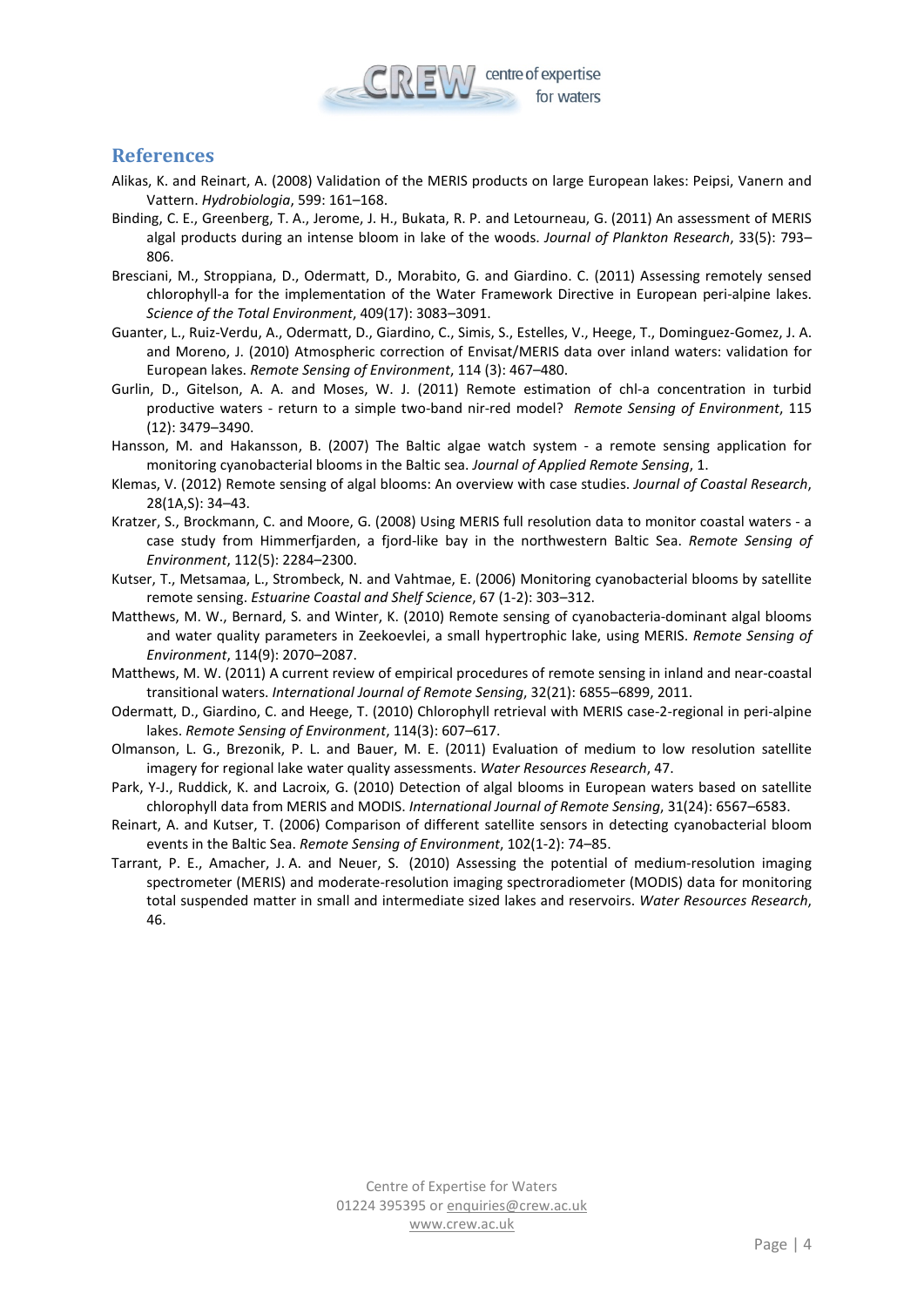## References

Alikas, K. and Reinart, A. (2008) Validation of the MERIS products on large European lakes: Peipsi, Vanern and Vattern. *Hydrobiologia*, 599: 161–168.

Binding, C. E., Greenberg, T. A., Jerome, J. H., Bukata, R. P. and Letourneau, G. (2011) An assessment of MERIS algal products during an intense bloom in lake of the woods. *Journal of Plankton Research*, 33(5): 793–806.

Bresciani, M., Stroppiana, D., Odermatt, D., Morabito, G. and Giardino. C. (2011) Assessing remotely sensed chlorophyll-a for the implementation of the Water Framework Directive in European peri-alpine lakes. *Science of the Total Environment*, 409(17): 3083–3091.

Guanter, L., Ruiz-Verdu, A., Odermatt, D., Giardino, C., Simis, S., Estelles, V., Heege, T., Dominguez-Gomez, J. A. and Moreno, J. (2010) Atmospheric correction of Envisat/MERIS data over inland waters: validation for European lakes. *Remote Sensing of Environment*, 114 (3): 467–480.

Gurlin, D., Gitelson, A. A. and Moses, W. J. (2011) Remote estimation of chl-a concentration in turbid productive waters - return to a simple two-band nir-red model? *Remote Sensing of Environment*, 115 (12): 3479–3490.

Hansson, M. and Hakansson, B. (2007) The Baltic algae watch system - a remote sensing application for monitoring cyanobacterial blooms in the Baltic sea. *Journal of Applied Remote Sensing*, 1.

Klemas, V. (2012) Remote sensing of algal blooms: An overview with case studies. *Journal of Coastal Research*, 28(1A,S): 34–43.

Kratzer, S., Brockmann, C. and Moore, G. (2008) Using MERIS full resolution data to monitor coastal waters - a case study from Himmerfjarden, a fjord-like bay in the northwestern Baltic Sea. *Remote Sensing of Environment*, 112(5): 2284–2300.

Kutser, T., Metsamaa, L., Strombeck, N. and Vahtmae, E. (2006) Monitoring cyanobacterial blooms by satellite remote sensing. *Estuarine Coastal and Shelf Science*, 67 (1-2): 303–312.

Matthews, M. W., Bernard, S. and Winter, K. (2010) Remote sensing of cyanobacteria-dominant algal blooms and water quality parameters in Zeekoevlei, a small hypertrophic lake, using MERIS. *Remote Sensing of Environment*, 114(9): 2070–2087.

Matthews, M. W. (2011) A current review of empirical procedures of remote sensing in inland and near-coastal transitional waters. *International Journal of Remote Sensing*, 32(21): 6855–6899, 2011.

Odermatt, D., Giardino, C. and Heege, T. (2010) Chlorophyll retrieval with MERIS case-2-regional in peri-alpine lakes. *Remote Sensing of Environment*, 114(3): 607–617.

Olmanson, L. G., Brezonik, P. L. and Bauer, M. E. (2011) Evaluation of medium to low resolution satellite imagery for regional lake water quality assessments. *Water Resources Research*, 47.

Park, Y-J., Ruddick, K. and Lacroix, G. (2010) Detection of algal blooms in European waters based on satellite chlorophyll data from MERIS and MODIS. *International Journal of Remote Sensing*, 31(24): 6567–6583.

Reinart, A. and Kutser, T. (2006) Comparison of different satellite sensors in detecting cyanobacterial bloom events in the Baltic Sea. *Remote Sensing of Environment*, 102(1-2): 74–85.

Tarrant, P. E., Amacher, J. A. and Neuer, S. (2010) Assessing the potential of medium-resolution imaging spectrometer (MERIS) and moderate-resolution imaging spectroradiometer (MODIS) data for monitoring total suspended matter in small and intermediate sized lakes and reservoirs. *Water Resources Research*, 46.